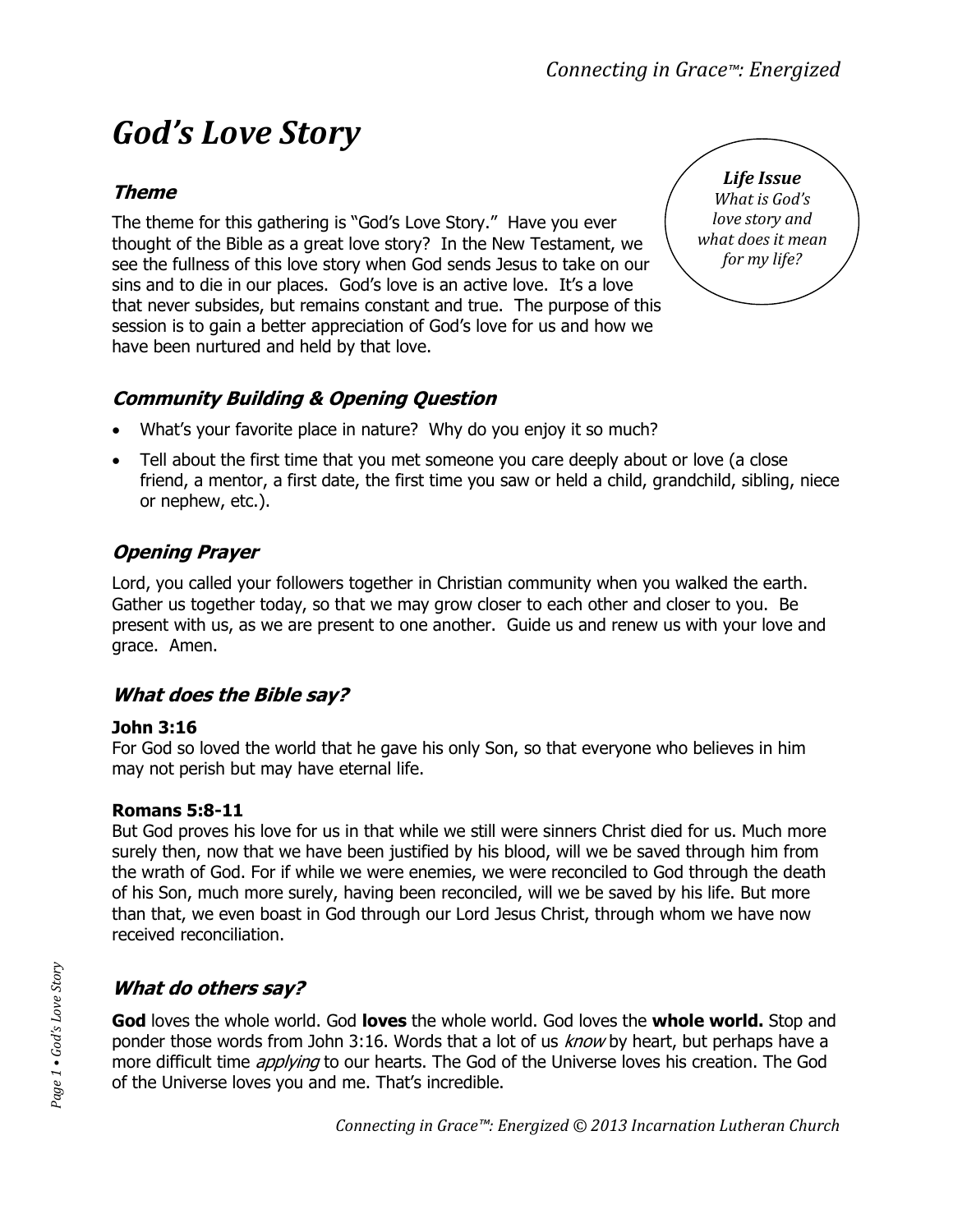# God's Love Story

> ***Life Issue***
> *What is God's love story and what does it mean for my life?*

## *Theme*

The theme for this gathering is "God's Love Story." Have you ever thought of the Bible as a great love story? In the New Testament, we see the fullness of this love story when God sends Jesus to take on our sins and to die in our places. God's love is an active love. It's a love that never subsides, but remains constant and true. The purpose of this session is to gain a better appreciation of God's love for us and how we have been nurtured and held by that love.

## *Community Building & Opening Question*

- What's your favorite place in nature? Why do you enjoy it so much?
- Tell about the first time that you met someone you care deeply about or love (a close friend, a mentor, a first date, the first time you saw or held a child, grandchild, sibling, niece or nephew, etc.).

## *Opening Prayer*

Lord, you called your followers together in Christian community when you walked the earth. Gather us together today, so that we may grow closer to each other and closer to you. Be present with us, as we are present to one another. Guide us and renew us with your love and grace. Amen.

## *What does the Bible say?*

**John 3:16**
For God so loved the world that he gave his only Son, so that everyone who believes in him may not perish but may have eternal life.

**Romans 5:8-11**
But God proves his love for us in that while we still were sinners Christ died for us. Much more surely then, now that we have been justified by his blood, will we be saved through him from the wrath of God. For if while we were enemies, we were reconciled to God through the death of his Son, much more surely, having been reconciled, will we be saved by his life. But more than that, we even boast in God through our Lord Jesus Christ, through whom we have now received reconciliation.

## *What do others say?*

**God** loves the whole world. God **loves** the whole world. God loves the **whole world.** Stop and ponder those words from John 3:16. Words that a lot of us *know* by heart, but perhaps have a more difficult time *applying* to our hearts. The God of the Universe loves his creation. The God of the Universe loves you and me. That's incredible.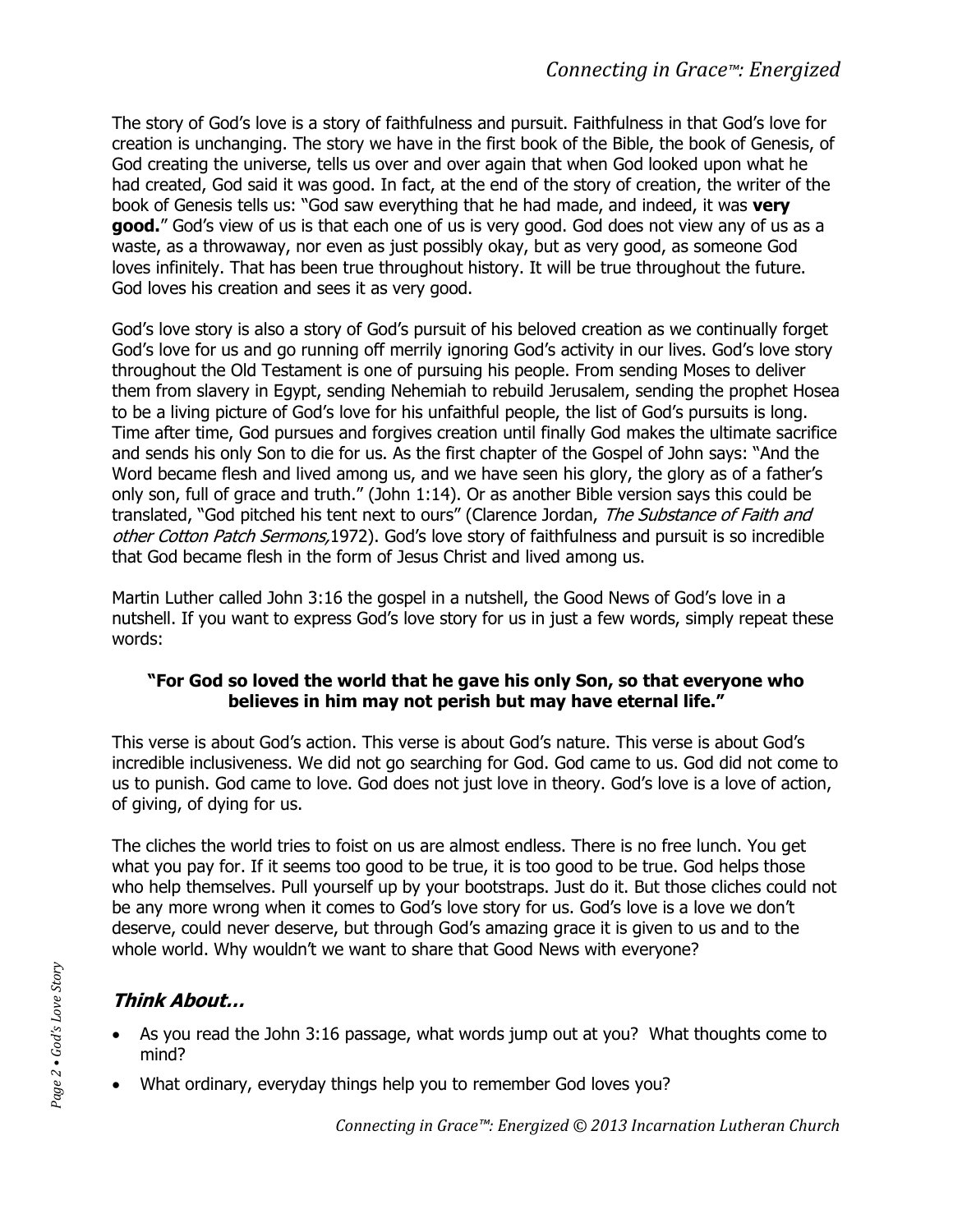The story of God's love is a story of faithfulness and pursuit. Faithfulness in that God's love for creation is unchanging. The story we have in the first book of the Bible, the book of Genesis, of God creating the universe, tells us over and over again that when God looked upon what he had created, God said it was good. In fact, at the end of the story of creation, the writer of the book of Genesis tells us: "God saw everything that he had made, and indeed, it was **very good.**" God's view of us is that each one of us is very good. God does not view any of us as a waste, as a throwaway, nor even as just possibly okay, but as very good, as someone God loves infinitely. That has been true throughout history. It will be true throughout the future. God loves his creation and sees it as very good.

God's love story is also a story of God's pursuit of his beloved creation as we continually forget God's love for us and go running off merrily ignoring God's activity in our lives. God's love story throughout the Old Testament is one of pursuing his people. From sending Moses to deliver them from slavery in Egypt, sending Nehemiah to rebuild Jerusalem, sending the prophet Hosea to be a living picture of God's love for his unfaithful people, the list of God's pursuits is long. Time after time, God pursues and forgives creation until finally God makes the ultimate sacrifice and sends his only Son to die for us. As the first chapter of the Gospel of John says: "And the Word became flesh and lived among us, and we have seen his glory, the glory as of a father's only son, full of grace and truth." (John 1:14). Or as another Bible version says this could be translated, "God pitched his tent next to ours" (Clarence Jordan, *The Substance of Faith and other Cotton Patch Sermons,*1972). God's love story of faithfulness and pursuit is so incredible that God became flesh in the form of Jesus Christ and lived among us.

Martin Luther called John 3:16 the gospel in a nutshell, the Good News of God's love in a nutshell. If you want to express God's love story for us in just a few words, simply repeat these words:

**"For God so loved the world that he gave his only Son, so that everyone who believes in him may not perish but may have eternal life."**

This verse is about God's action. This verse is about God's nature. This verse is about God's incredible inclusiveness. We did not go searching for God. God came to us. God did not come to us to punish. God came to love. God does not just love in theory. God's love is a love of action, of giving, of dying for us.

The cliches the world tries to foist on us are almost endless. There is no free lunch. You get what you pay for. If it seems too good to be true, it is too good to be true. God helps those who help themselves. Pull yourself up by your bootstraps. Just do it. But those cliches could not be any more wrong when it comes to God's love story for us. God's love is a love we don't deserve, could never deserve, but through God's amazing grace it is given to us and to the whole world. Why wouldn't we want to share that Good News with everyone?

## ***Think About…***

- As you read the John 3:16 passage, what words jump out at you? What thoughts come to mind?
- What ordinary, everyday things help you to remember God loves you?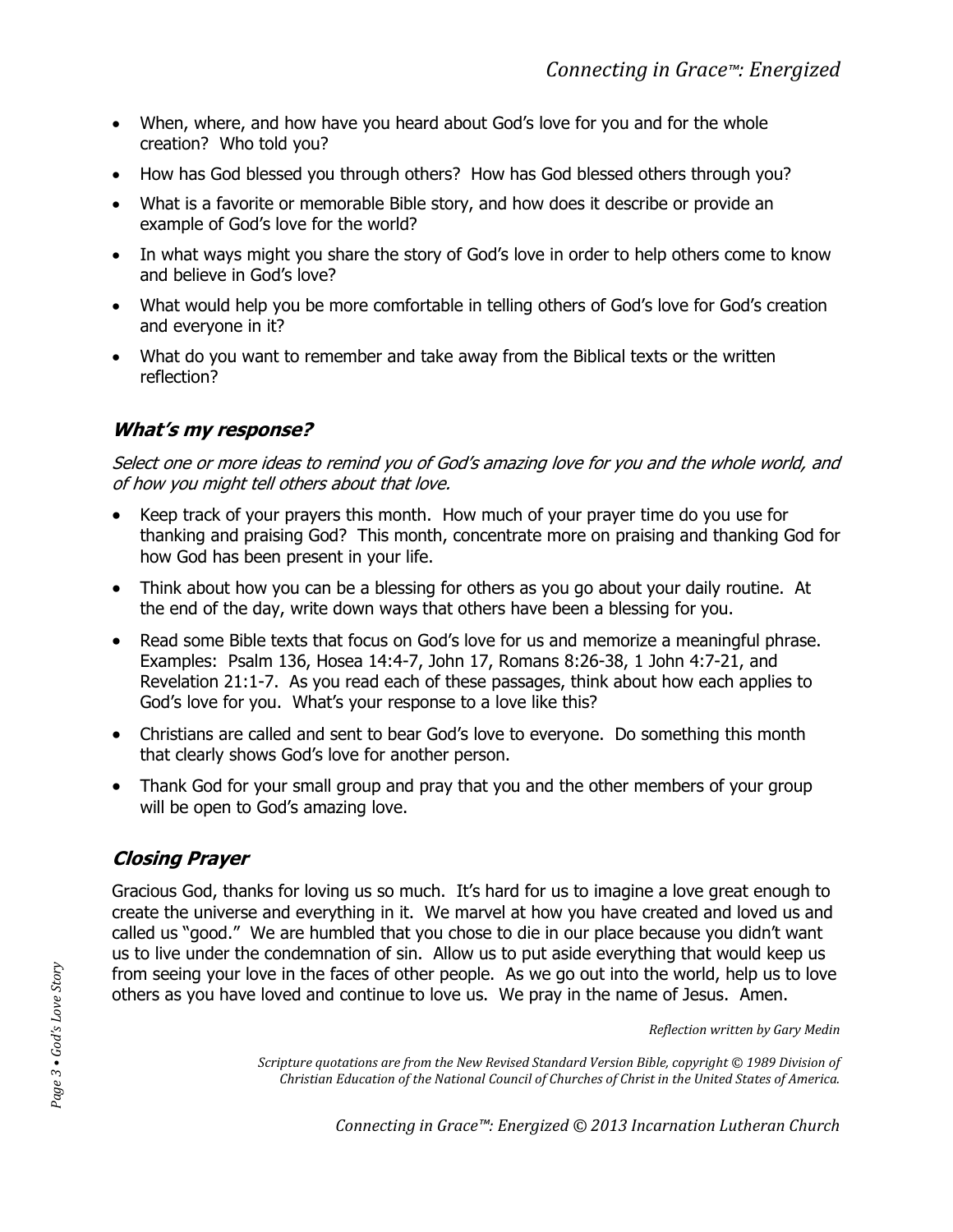- When, where, and how have you heard about God's love for you and for the whole creation? Who told you?
- How has God blessed you through others? How has God blessed others through you?
- What is a favorite or memorable Bible story, and how does it describe or provide an example of God's love for the world?
- In what ways might you share the story of God's love in order to help others come to know and believe in God's love?
- What would help you be more comfortable in telling others of God's love for God's creation and everyone in it?
- What do you want to remember and take away from the Biblical texts or the written reflection?

## *What's my response?*

*Select one or more ideas to remind you of God's amazing love for you and the whole world, and of how you might tell others about that love.*

- Keep track of your prayers this month. How much of your prayer time do you use for thanking and praising God? This month, concentrate more on praising and thanking God for how God has been present in your life.
- Think about how you can be a blessing for others as you go about your daily routine. At the end of the day, write down ways that others have been a blessing for you.
- Read some Bible texts that focus on God's love for us and memorize a meaningful phrase. Examples: Psalm 136, Hosea 14:4-7, John 17, Romans 8:26-38, 1 John 4:7-21, and Revelation 21:1-7. As you read each of these passages, think about how each applies to God's love for you. What's your response to a love like this?
- Christians are called and sent to bear God's love to everyone. Do something this month that clearly shows God's love for another person.
- Thank God for your small group and pray that you and the other members of your group will be open to God's amazing love.

## *Closing Prayer*

Gracious God, thanks for loving us so much. It's hard for us to imagine a love great enough to create the universe and everything in it. We marvel at how you have created and loved us and called us "good." We are humbled that you chose to die in our place because you didn't want us to live under the condemnation of sin. Allow us to put aside everything that would keep us from seeing your love in the faces of other people. As we go out into the world, help us to love others as you have loved and continue to love us. We pray in the name of Jesus. Amen.

*Reflection written by Gary Medin*

*Scripture quotations are from the New Revised Standard Version Bible, copyright © 1989 Division of Christian Education of the National Council of Churches of Christ in the United States of America.*

*Connecting in Grace™: Energized © 2013 Incarnation Lutheran Church*